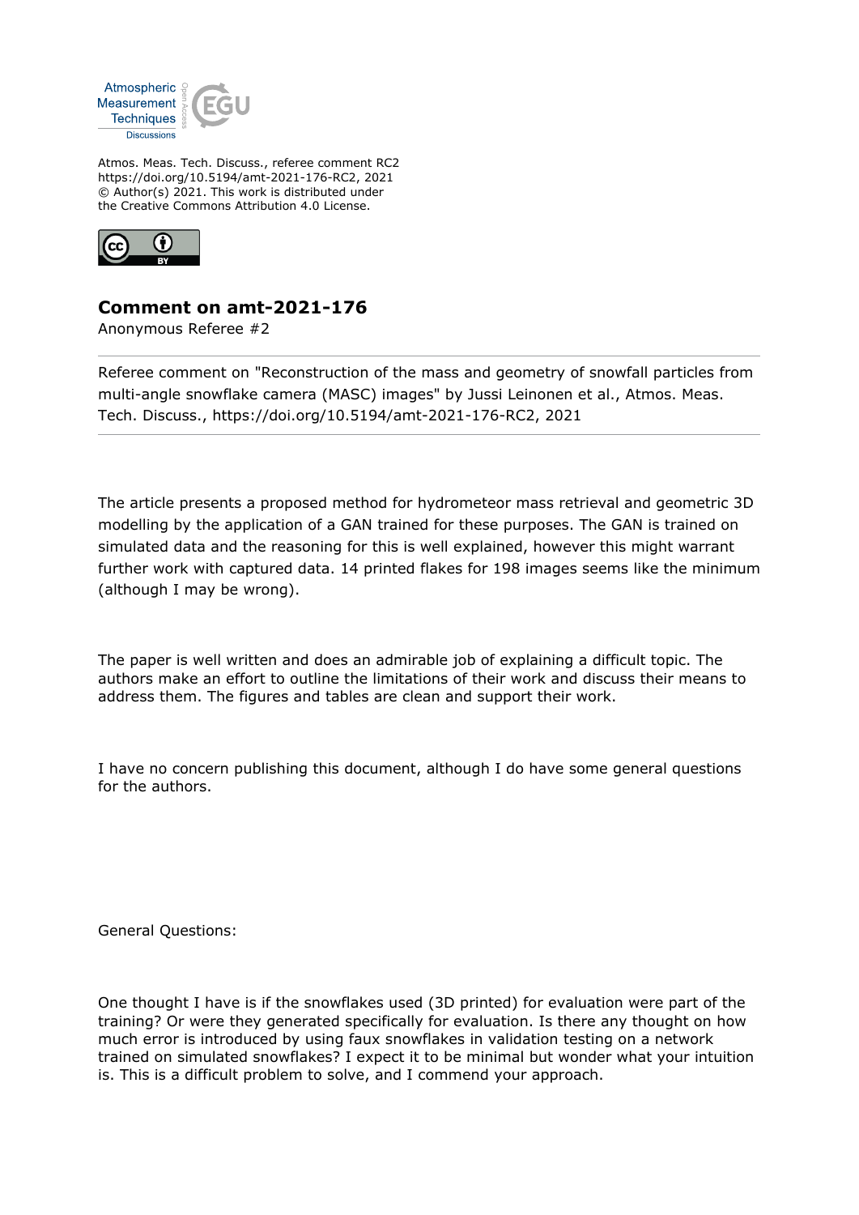Atmos. Meas. Tech. Discuss., referee comment RC2
https://doi.org/10.5194/amt-2021-176-RC2, 2021
© Author(s) 2021. This work is distributed under
the Creative Commons Attribution 4.0 License.

## Comment on amt-2021-176

Anonymous Referee #2

Referee comment on "Reconstruction of the mass and geometry of snowfall particles from multi-angle snowflake camera (MASC) images" by Jussi Leinonen et al., Atmos. Meas. Tech. Discuss., https://doi.org/10.5194/amt-2021-176-RC2, 2021

---

The article presents a proposed method for hydrometeor mass retrieval and geometric 3D modelling by the application of a GAN trained for these purposes. The GAN is trained on simulated data and the reasoning for this is well explained, however this might warrant further work with captured data. 14 printed flakes for 198 images seems like the minimum (although I may be wrong).

The paper is well written and does an admirable job of explaining a difficult topic. The authors make an effort to outline the limitations of their work and discuss their means to address them. The figures and tables are clean and support their work.

I have no concern publishing this document, although I do have some general questions for the authors.

General Questions:

One thought I have is if the snowflakes used (3D printed) for evaluation were part of the training? Or were they generated specifically for evaluation. Is there any thought on how much error is introduced by using faux snowflakes in validation testing on a network trained on simulated snowflakes? I expect it to be minimal but wonder what your intuition is. This is a difficult problem to solve, and I commend your approach.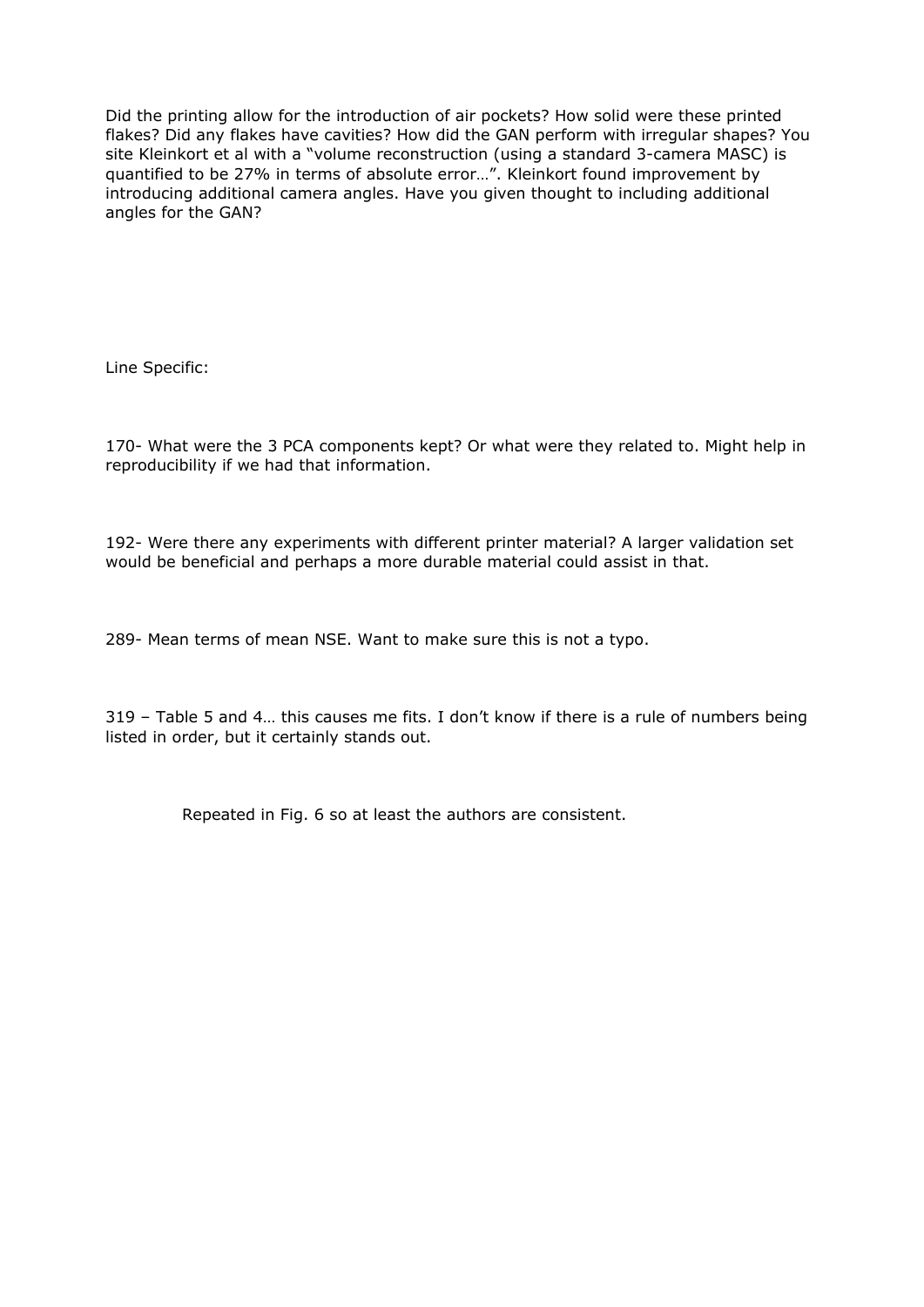Did the printing allow for the introduction of air pockets? How solid were these printed flakes? Did any flakes have cavities? How did the GAN perform with irregular shapes? You site Kleinkort et al with a "volume reconstruction (using a standard 3-camera MASC) is quantified to be 27% in terms of absolute error…". Kleinkort found improvement by introducing additional camera angles. Have you given thought to including additional angles for the GAN?

Line Specific:

170- What were the 3 PCA components kept? Or what were they related to. Might help in reproducibility if we had that information.

192- Were there any experiments with different printer material? A larger validation set would be beneficial and perhaps a more durable material could assist in that.

289- Mean terms of mean NSE. Want to make sure this is not a typo.

319 – Table 5 and 4… this causes me fits. I don't know if there is a rule of numbers being listed in order, but it certainly stands out.

Repeated in Fig. 6 so at least the authors are consistent.